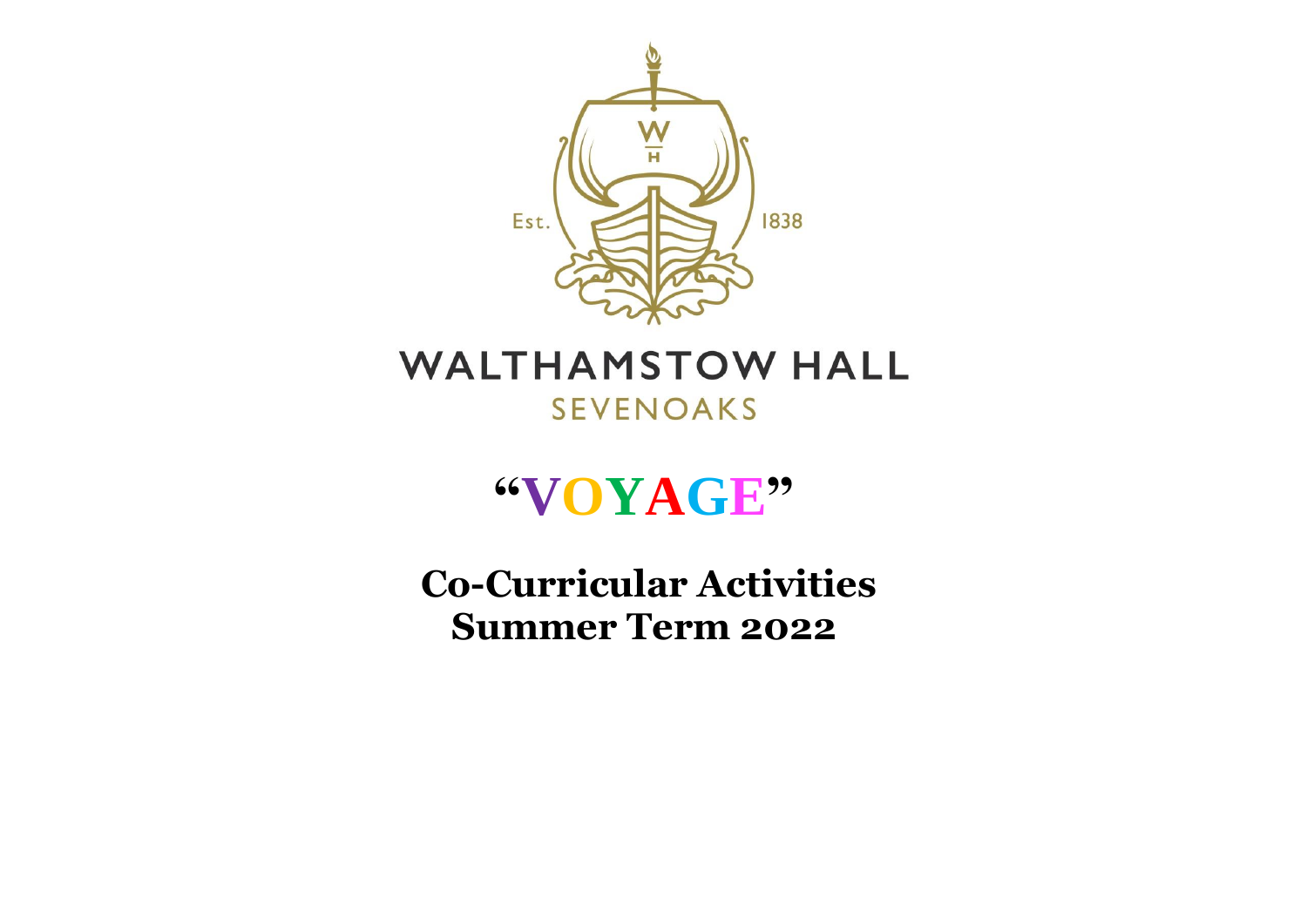Est. 1838

# WALTHAMSTOW HALL

SEVENOAKS

# "VOYAGE"

## Co-Curricular Activities
## Summer Term 2022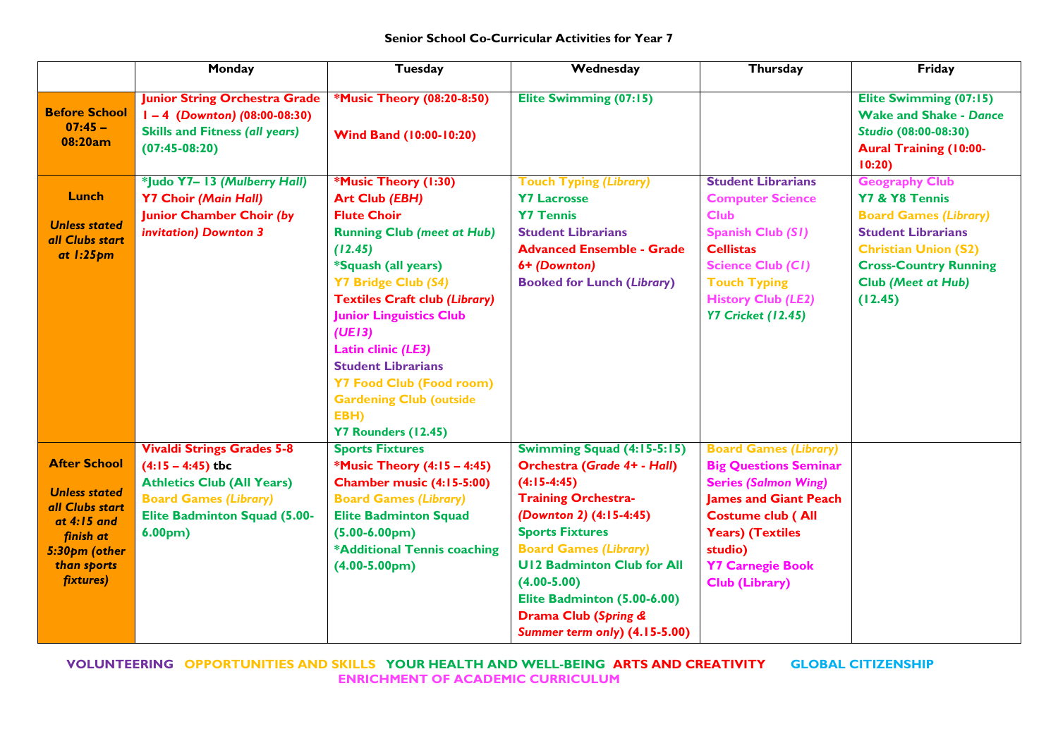# Senior School Co-Curricular Activities for Year 7

| | Monday | Tuesday | Wednesday | Thursday | Friday |
|---|---|---|---|---|---|
| **Before School 07:45 – 08:20am** | **Junior String Orchestra Grade 1 – 4** ***(Downton)*** **(08:00-08:30)**<br>**Skills and Fitness** ***(all years)*** **(07:45-08:20)** | **\*Music Theory (08:20-8:50)**<br><br>**Wind Band (10:00-10:20)** | **Elite Swimming (07:15)** | | **Elite Swimming (07:15)**<br>**Wake and Shake -** ***Dance Studio*** **(08:00-08:30)**<br>**Aural Training (10:00-10:20)** |
| **Lunch**<br><br>***Unless stated all Clubs start at 1:25pm*** | **\*Judo Y7– 13** ***(Mulberry Hall)***<br>**Y7 Choir** ***(Main Hall)***<br>**Junior Chamber Choir** ***(by invitation) Downton 3*** | **\*Music Theory (1:30)**<br>**Art Club** ***(EBH)***<br>**Flute Choir**<br>**Running Club** ***(meet at Hub)*** **(12.45)**<br>**\*Squash (all years)**<br>**Y7 Bridge Club** ***(S4)***<br>**Textiles Craft club** ***(Library)***<br>**Junior Linguistics Club** ***(UE13)***<br>**Latin clinic** ***(LE3)***<br>**Student Librarians**<br>**Y7 Food Club (Food room)**<br>**Gardening Club (outside EBH)**<br>**Y7 Rounders (12.45)** | **Touch Typing** ***(Library)***<br>**Y7 Lacrosse**<br>**Y7 Tennis**<br>**Student Librarians**<br>**Advanced Ensemble - Grade 6+** ***(Downton)***<br>**Booked for Lunch (*Library*)** | **Student Librarians**<br>**Computer Science Club**<br>**Spanish Club** ***(S1)***<br>**Cellistas**<br>**Science Club** ***(C1)***<br>**Touch Typing**<br>**History Club** ***(LE2)***<br>***Y7 Cricket*** **(12.45)** | **Geography Club**<br>**Y7 & Y8 Tennis**<br>**Board Games** ***(Library)***<br>**Student Librarians**<br>**Christian Union (S2)**<br>**Cross-Country Running Club** ***(Meet at Hub)*** **(12.45)** |
| **After School**<br><br>***Unless stated all Clubs start at 4:15 and finish at 5:30pm (other than sports fixtures)*** | **Vivaldi Strings Grades 5-8 (4:15 – 4:45)** tbc<br>**Athletics Club (All Years)**<br>**Board Games** ***(Library)***<br>**Elite Badminton Squad (5.00-6.00pm)** | **Sports Fixtures**<br>**\*Music Theory (4:15 – 4:45)**<br>**Chamber music (4:15-5:00)**<br>**Board Games** ***(Library)***<br>**Elite Badminton Squad (5.00-6.00pm)**<br>**\*Additional Tennis coaching (4.00-5.00pm)** | **Swimming Squad (4:15-5:15)**<br>**Orchestra (*Grade 4+ - Hall*) (4:15-4:45)**<br>**Training Orchestra-** ***(Downton 2)*** **(4:15-4:45)**<br>**Sports Fixtures**<br>**Board Games** ***(Library)***<br>**U12 Badminton Club for All (4.00-5.00)**<br>**Elite Badminton (5.00-6.00)**<br>**Drama Club (*Spring & Summer term only*) (4.15-5.00)** | **Board Games** ***(Library)***<br>**Big Questions Seminar Series** ***(Salmon Wing)***<br>**James and Giant Peach Costume club ( All Years) (Textiles studio)**<br>**Y7 Carnegie Book Club (Library)** | |

**VOLUNTEERING** **OPPORTUNITIES AND SKILLS** **YOUR HEALTH AND WELL-BEING** **ARTS AND CREATIVITY** **GLOBAL CITIZENSHIP** **ENRICHMENT OF ACADEMIC CURRICULUM**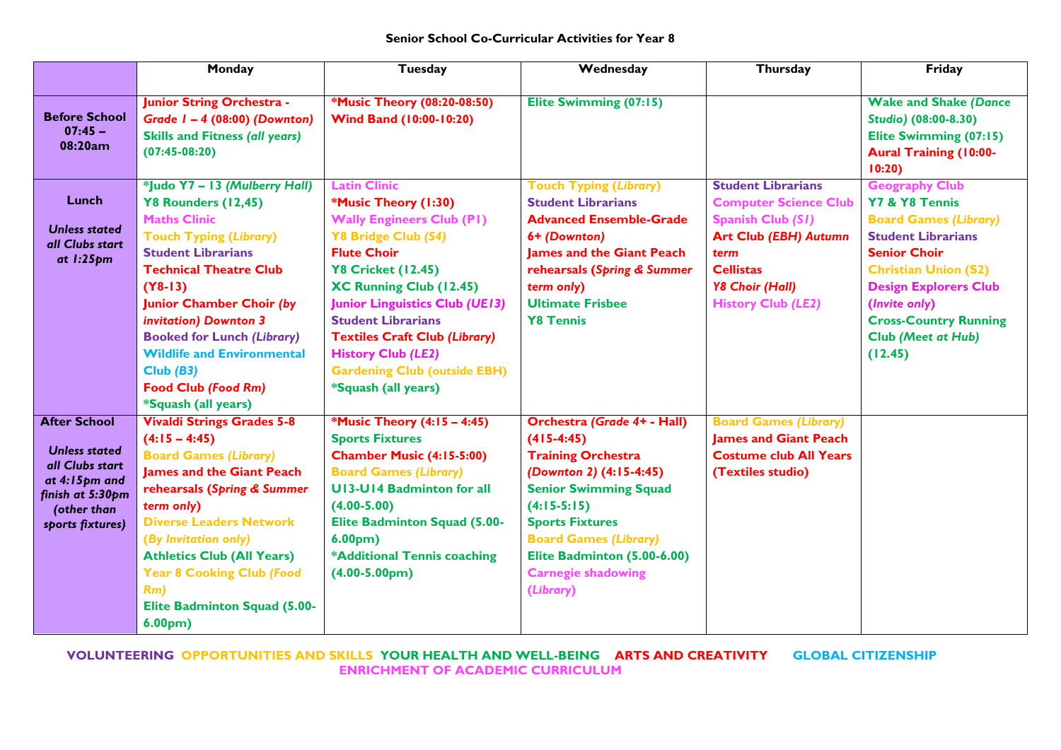**Senior School Co-Curricular Activities for Year 8**

| | Monday | Tuesday | Wednesday | Thursday | Friday |
|---|---|---|---|---|---|
| **Before School 07:45 – 08:20am** | **Junior String Orchestra -** ***Grade 1 – 4*** **(08:00)** ***(Downton)***<br>**Skills and Fitness** ***(all years)*** **(07:45-08:20)** | **\*Music Theory (08:20-08:50)**<br>**Wind Band (10:00-10:20)** | **Elite Swimming (07:15)** | | **Wake and Shake** ***(Dance Studio)*** **(08:00-8.30)**<br>**Elite Swimming (07:15)**<br>**Aural Training (10:00-10:20)** |
| **Lunch**<br>***Unless stated all Clubs start at 1:25pm*** | **\*Judo Y7 – 13** ***(Mulberry Hall)***<br>**Y8 Rounders (12,45)**<br>**Maths Clinic**<br>**Touch Typing** ***(Library)***<br>**Student Librarians**<br>**Technical Theatre Club (Y8-13)**<br>**Junior Chamber Choir** ***(by invitation) Downton 3***<br>**Booked for Lunch** ***(Library)***<br>**Wildlife and Environmental Club** ***(B3)***<br>**Food Club** ***(Food Rm)***<br>**\*Squash (all years)** | **Latin Clinic**<br>**\*Music Theory (1:30)**<br>**Wally Engineers Club (P1)**<br>**Y8 Bridge Club** ***(S4)***<br>**Flute Choir**<br>**Y8 Cricket (12.45)**<br>**XC Running Club (12.45)**<br>**Junior Linguistics Club** ***(UE13)***<br>**Student Librarians**<br>**Textiles Craft Club** ***(Library)***<br>**History Club** ***(LE2)***<br>**Gardening Club (outside EBH)**<br>**\*Squash (all years)** | **Touch Typing (*****Library*****)**<br>**Student Librarians**<br>**Advanced Ensemble-Grade 6+** ***(Downton)***<br>**James and the Giant Peach rehearsals (*****Spring & Summer term only*****)**<br>**Ultimate Frisbee**<br>**Y8 Tennis** | **Student Librarians**<br>**Computer Science Club**<br>**Spanish Club** ***(S1)***<br>**Art Club** ***(EBH) Autumn term***<br>**Cellistas**<br>***Y8 Choir (Hall)***<br>**History Club** ***(LE2)*** | **Geography Club**<br>**Y7 & Y8 Tennis**<br>**Board Games** ***(Library)***<br>**Student Librarians**<br>**Senior Choir**<br>**Christian Union (S2)**<br>**Design Explorers Club (*****Invite only*****)**<br>**Cross-Country Running Club** ***(Meet at Hub)*** **(12.45)** |
| **After School**<br>***Unless stated all Clubs start at 4:15pm and finish at 5:30pm (other than sports fixtures)*** | **Vivaldi Strings Grades 5-8 (4:15 – 4:45)**<br>**Board Games** ***(Library)***<br>**James and the Giant Peach rehearsals (*****Spring & Summer term only*****)**<br>**Diverse Leaders Network (*****By Invitation only*****)**<br>**Athletics Club (All Years)**<br>**Year 8 Cooking Club** ***(Food Rm)***<br>**Elite Badminton Squad (5.00-6.00pm)** | **\*Music Theory (4:15 – 4:45)**<br>**Sports Fixtures**<br>**Chamber Music (4:15-5:00)**<br>**Board Games** ***(Library)***<br>**U13-U14 Badminton for all (4.00-5.00)**<br>**Elite Badminton Squad (5.00-6.00pm)**<br>**\*Additional Tennis coaching (4.00-5.00pm)** | **Orchestra** ***(Grade 4+*** **- Hall) (415-4:45)**<br>**Training Orchestra** ***(Downton 2)*** **(4:15-4:45)**<br>**Senior Swimming Squad (4:15-5:15)**<br>**Sports Fixtures**<br>**Board Games** ***(Library)***<br>**Elite Badminton (5.00-6.00)**<br>**Carnegie shadowing (*****Library*****)** | **Board Games** ***(Library)***<br>**James and Giant Peach**<br>**Costume club All Years (Textiles studio)** | |

**VOLUNTEERING   OPPORTUNITIES AND SKILLS   YOUR HEALTH AND WELL-BEING   ARTS AND CREATIVITY   GLOBAL CITIZENSHIP   ENRICHMENT OF ACADEMIC CURRICULUM**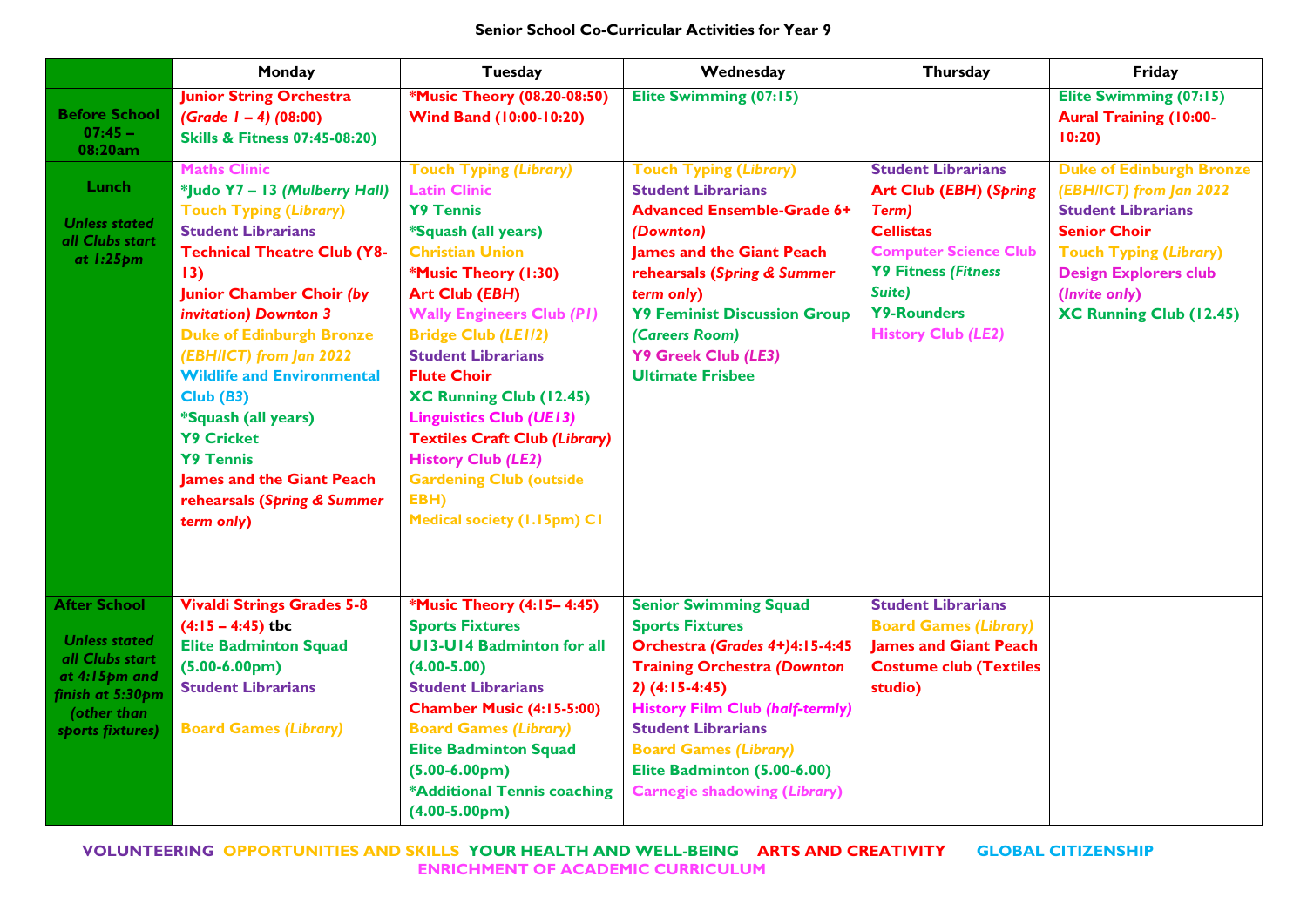# Senior School Co-Curricular Activities for Year 9

| | Monday | Tuesday | Wednesday | Thursday | Friday |
|---|---|---|---|---|---|
| **Before School 07:45 – 08:20am** | **Junior String Orchestra** ***(Grade 1 – 4)*** **(08:00)**<br>**Skills & Fitness 07:45-08:20)** | **\*Music Theory (08.20-08:50)**<br>**Wind Band (10:00-10:20)** | **Elite Swimming (07:15)** | | **Elite Swimming (07:15)**<br>**Aural Training (10:00-10:20)** |
| **Lunch**<br><br>***Unless stated all Clubs start at 1:25pm*** | **Maths Clinic**<br>**\*Judo Y7 – 13** ***(Mulberry Hall)***<br>**Touch Typing** ***(Library)***<br>**Student Librarians**<br>**Technical Theatre Club (Y8-13)**<br>**Junior Chamber Choir** ***(by invitation) Downton 3***<br>**Duke of Edinburgh Bronze** ***(EBH/ICT) from Jan 2022***<br>**Wildlife and Environmental Club** ***(B3)***<br>**\*Squash (all years)**<br>**Y9 Cricket**<br>**Y9 Tennis**<br>**James and the Giant Peach rehearsals (*Spring & Summer term only*)** | **Touch Typing** ***(Library)***<br>**Latin Clinic**<br>**Y9 Tennis**<br>**\*Squash (all years)**<br>**Christian Union**<br>**\*Music Theory (1:30)**<br>**Art Club (*EBH*)**<br>**Wally Engineers Club** ***(P1)***<br>**Bridge Club** ***(LE1/2)***<br>**Student Librarians**<br>**Flute Choir**<br>**XC Running Club (12.45)**<br>**Linguistics Club** ***(UE13)***<br>**Textiles Craft Club** ***(Library)***<br>**History Club** ***(LE2)***<br>**Gardening Club (outside EBH)**<br>**Medical society (1.15pm) C1** | **Touch Typing** ***(Library)***<br>**Student Librarians**<br>**Advanced Ensemble-Grade 6+** ***(Downton)***<br>**James and the Giant Peach rehearsals (*Spring & Summer term only*)**<br>**Y9 Feminist Discussion Group** ***(Careers Room)***<br>**Y9 Greek Club** ***(LE3)***<br>**Ultimate Frisbee** | **Student Librarians**<br>**Art Club (*EBH*) (*Spring Term)***<br>**Cellistas**<br>**Computer Science Club**<br>**Y9 Fitness** ***(Fitness Suite)***<br>**Y9-Rounders**<br>**History Club** ***(LE2)*** | **Duke of Edinburgh Bronze** ***(EBH/ICT) from Jan 2022***<br>**Student Librarians**<br>**Senior Choir**<br>**Touch Typing** ***(Library)***<br>**Design Explorers club** ***(Invite only)***<br>**XC Running Club (12.45)** |
| **After School**<br><br>***Unless stated all Clubs start at 4:15pm and finish at 5:30pm (other than sports fixtures)*** | **Vivaldi Strings Grades 5-8 (4:15 – 4:45) tbc**<br>**Elite Badminton Squad (5.00-6.00pm)**<br>**Student Librarians**<br><br>**Board Games** ***(Library)*** | **\*Music Theory (4:15– 4:45)**<br>**Sports Fixtures**<br>**U13-U14 Badminton for all (4.00-5.00)**<br>**Student Librarians**<br>**Chamber Music (4:15-5:00)**<br>**Board Games** ***(Library)***<br>**Elite Badminton Squad (5.00-6.00pm)**<br>**\*Additional Tennis coaching (4.00-5.00pm)** | **Senior Swimming Squad**<br>**Sports Fixtures**<br>**Orchestra** ***(Grades 4+)*****4:15-4:45**<br>**Training Orchestra** ***(Downton 2)*** **(4:15-4:45)**<br>**History Film Club** ***(half-termly)***<br>**Student Librarians**<br>**Board Games** ***(Library)***<br>**Elite Badminton (5.00-6.00)**<br>**Carnegie shadowing (*Library*)** | **Student Librarians**<br>**Board Games** ***(Library)***<br>**James and Giant Peach Costume club (Textiles studio)** | |

**VOLUNTEERING OPPORTUNITIES AND SKILLS YOUR HEALTH AND WELL-BEING ARTS AND CREATIVITY GLOBAL CITIZENSHIP ENRICHMENT OF ACADEMIC CURRICULUM**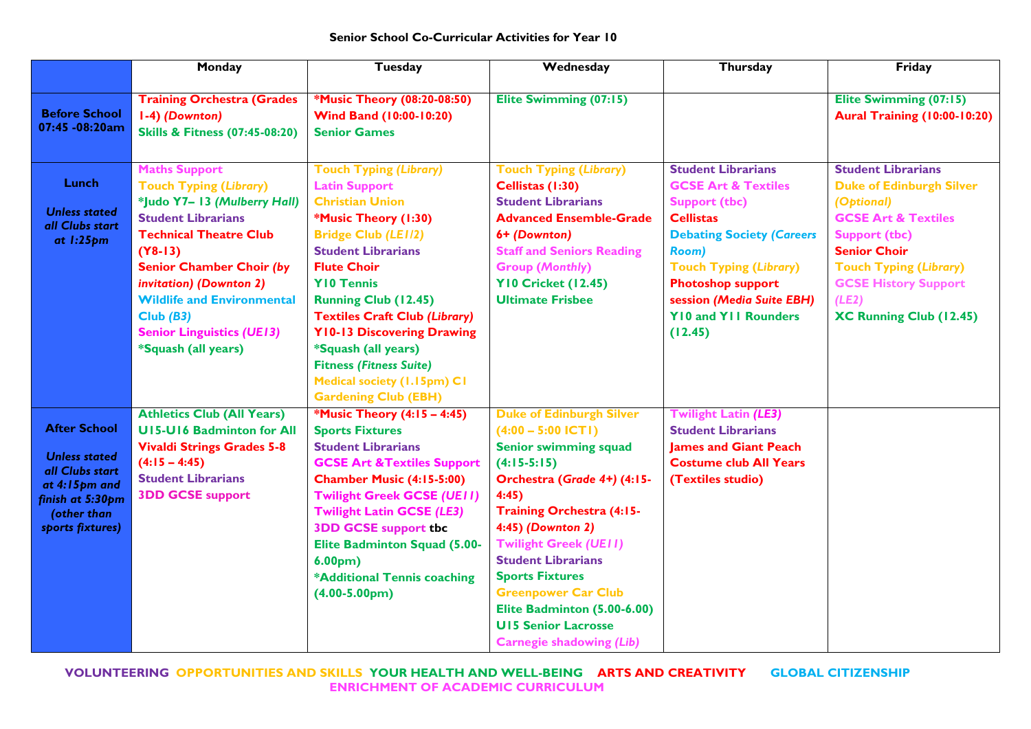**Senior School Co-Curricular Activities for Year 10**

| | Monday | Tuesday | Wednesday | Thursday | Friday |
|---|---|---|---|---|---|
| **Before School 07:45 -08:20am** | Training Orchestra (Grades 1-4) *(Downton)*<br>Skills & Fitness (07:45-08:20) | *Music Theory (08:20-08:50)<br>Wind Band (10:00-10:20)<br>Senior Games | Elite Swimming (07:15) | | Elite Swimming (07:15)<br>Aural Training (10:00-10:20) |
| **Lunch**<br>*Unless stated all Clubs start at 1:25pm* | Maths Support<br>Touch Typing *(Library)*<br>*Judo Y7– 13 *(Mulberry Hall)*<br>Student Librarians<br>Technical Theatre Club (Y8-13)<br>Senior Chamber Choir *(by invitation) (Downton 2)*<br>Wildlife and Environmental Club *(B3)*<br>Senior Linguistics *(UE13)*<br>*Squash (all years) | Touch Typing *(Library)*<br>Latin Support<br>Christian Union<br>*Music Theory (1:30)<br>Bridge Club *(LE1/2)*<br>Student Librarians<br>Flute Choir<br>Y10 Tennis<br>Running Club (12.45)<br>Textiles Craft Club *(Library)*<br>Y10-13 Discovering Drawing<br>*Squash (all years)<br>Fitness *(Fitness Suite)*<br>Medical society (1.15pm) C1<br>Gardening Club (EBH) | Touch Typing *(Library)*<br>Cellistas (1:30)<br>Student Librarians<br>Advanced Ensemble-Grade 6+ *(Downton)*<br>Staff and Seniors Reading Group *(Monthly)*<br>Y10 Cricket (12.45)<br>Ultimate Frisbee | Student Librarians<br>GCSE Art & Textiles Support (tbc)<br>Cellistas<br>Debating Society *(Careers Room)*<br>Touch Typing *(Library)*<br>Photoshop support session *(Media Suite EBH)*<br>Y10 and Y11 Rounders (12.45) | Student Librarians<br>Duke of Edinburgh Silver *(Optional)*<br>GCSE Art & Textiles Support (tbc)<br>Senior Choir<br>Touch Typing *(Library)*<br>GCSE History Support *(LE2)*<br>XC Running Club (12.45) |
| **After School**<br>*Unless stated all Clubs start at 4:15pm and finish at 5:30pm (other than sports fixtures)* | Athletics Club (All Years)<br>U15-U16 Badminton for All<br>Vivaldi Strings Grades 5-8 (4:15 – 4:45)<br>Student Librarians<br>3DD GCSE support | *Music Theory (4:15 – 4:45)<br>Sports Fixtures<br>Student Librarians<br>GCSE Art &Textiles Support<br>Chamber Music (4:15-5:00)<br>Twilight Greek GCSE *(UE11)*<br>Twilight Latin GCSE *(LE3)*<br>3DD GCSE support tbc<br>Elite Badminton Squad (5.00-6.00pm)<br>*Additional Tennis coaching (4.00-5.00pm) | Duke of Edinburgh Silver (4:00 – 5:00 ICT1)<br>Senior swimming squad (4:15-5:15)<br>Orchestra (*Grade 4+*) (4:15-4:45)<br>Training Orchestra (4:15-4:45) *(Downton 2)*<br>Twilight Greek *(UE11)*<br>Student Librarians<br>Sports Fixtures<br>Greenpower Car Club<br>Elite Badminton (5.00-6.00)<br>U15 Senior Lacrosse<br>Carnegie shadowing *(Lib)* | Twilight Latin *(LE3)*<br>Student Librarians<br>James and Giant Peach<br>Costume club All Years (Textiles studio) | |

VOLUNTEERING OPPORTUNITIES AND SKILLS YOUR HEALTH AND WELL-BEING ARTS AND CREATIVITY GLOBAL CITIZENSHIP ENRICHMENT OF ACADEMIC CURRICULUM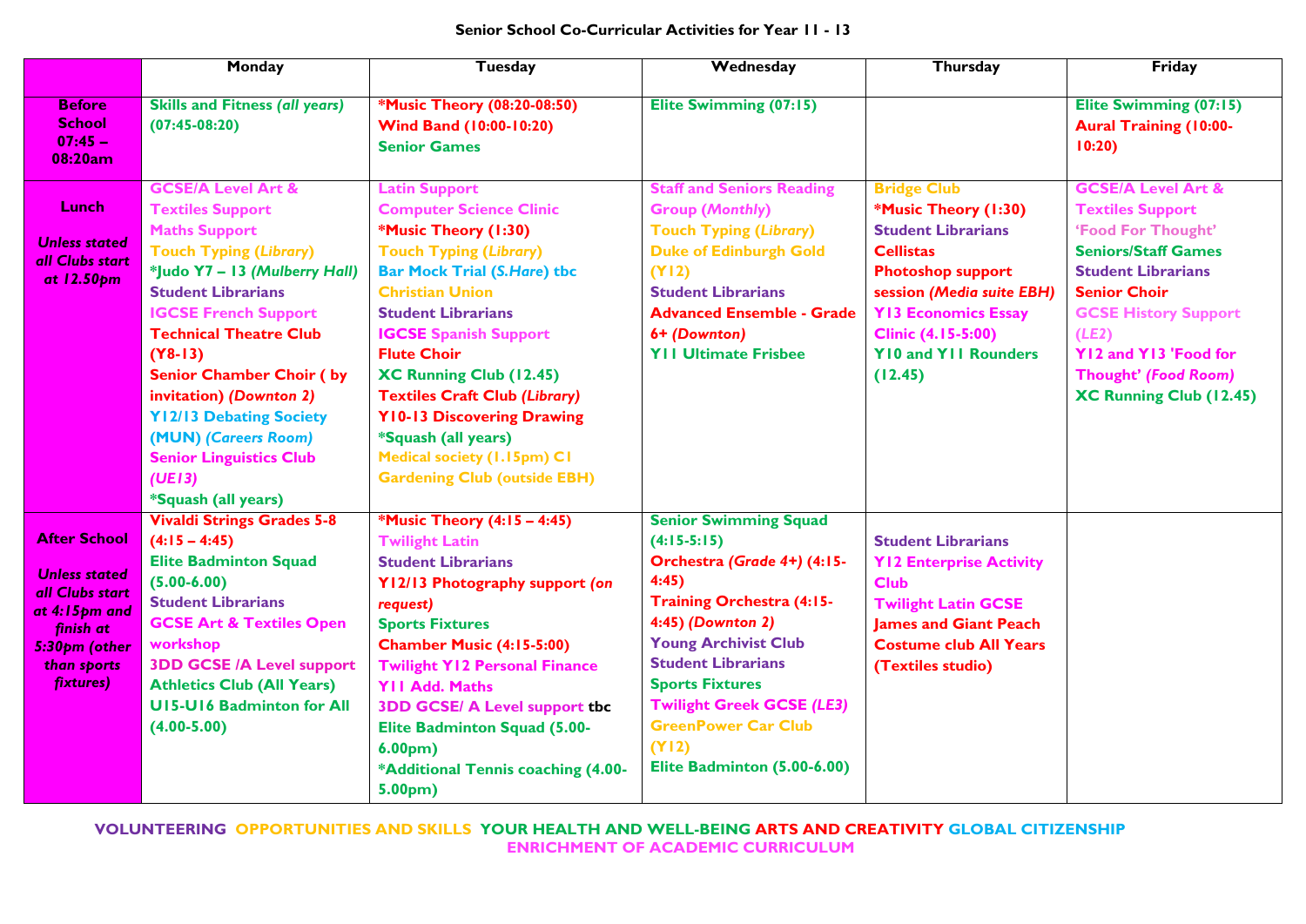**Senior School Co-Curricular Activities for Year 11 - 13**

| | Monday | Tuesday | Wednesday | Thursday | Friday |
|---|---|---|---|---|---|
| **Before School 07:45 – 08:20am** | Skills and Fitness *(all years)* (07:45-08:20) | *Music Theory (08:20-08:50)<br>Wind Band (10:00-10:20)<br>Senior Games | Elite Swimming (07:15) | | Elite Swimming (07:15)<br>Aural Training (10:00-10:20) |
| **Lunch**<br>*Unless stated all Clubs start at 12.50pm* | GCSE/A Level Art & Textiles Support<br>Maths Support<br>Touch Typing (*Library*)<br>*Judo Y7 – 13 *(Mulberry Hall)*<br>Student Librarians<br>IGCSE French Support<br>Technical Theatre Club (Y8-13)<br>Senior Chamber Choir ( by invitation) *(Downton 2)*<br>Y12/13 Debating Society (MUN) *(Careers Room)*<br>Senior Linguistics Club *(UE13)*<br>*Squash (all years) | Latin Support<br>Computer Science Clinic<br>*Music Theory (1:30)<br>Touch Typing (*Library*)<br>Bar Mock Trial (*S.Hare*) tbc<br>Christian Union<br>Student Librarians<br>IGCSE Spanish Support<br>Flute Choir<br>XC Running Club (12.45)<br>Textiles Craft Club *(Library)*<br>Y10-13 Discovering Drawing<br>*Squash (all years)<br>Medical society (1.15pm) C1<br>Gardening Club (outside EBH) | Staff and Seniors Reading Group (*Monthly*)<br>Touch Typing (*Library*)<br>Duke of Edinburgh Gold (Y12)<br>Student Librarians<br>Advanced Ensemble - Grade 6+ *(Downton)*<br>Y11 Ultimate Frisbee | Bridge Club<br>*Music Theory (1:30)<br>Student Librarians<br>Cellistas<br>Photoshop support session *(Media suite EBH)*<br>Y13 Economics Essay Clinic (4.15-5:00)<br>Y10 and Y11 Rounders (12.45) | GCSE/A Level Art & Textiles Support<br>'Food For Thought'<br>Seniors/Staff Games<br>Student Librarians<br>Senior Choir<br>GCSE History Support *(LE2)*<br>Y12 and Y13 'Food for Thought' *(Food Room)*<br>XC Running Club (12.45) |
| **After School**<br>*Unless stated all Clubs start at 4:15pm and finish at 5:30pm (other than sports fixtures)* | Vivaldi Strings Grades 5-8 (4:15 – 4:45)<br>Elite Badminton Squad (5.00-6.00)<br>Student Librarians<br>GCSE Art & Textiles Open workshop<br>3DD GCSE /A Level support<br>Athletics Club (All Years)<br>U15-U16 Badminton for All (4.00-5.00) | *Music Theory (4:15 – 4:45)<br>Twilight Latin<br>Student Librarians<br>Y12/13 Photography support *(on request)*<br>Sports Fixtures<br>Chamber Music (4:15-5:00)<br>Twilight Y12 Personal Finance<br>Y11 Add. Maths<br>3DD GCSE/ A Level support tbc<br>Elite Badminton Squad (5.00-6.00pm)<br>*Additional Tennis coaching (4.00-5.00pm) | Senior Swimming Squad (4:15-5:15)<br>Orchestra *(Grade 4+)* (4:15-4:45)<br>Training Orchestra (4:15-4:45) *(Downton 2)*<br>Young Archivist Club<br>Student Librarians<br>Sports Fixtures<br>Twilight Greek GCSE *(LE3)*<br>GreenPower Car Club (Y12)<br>Elite Badminton (5.00-6.00) | Student Librarians<br>Y12 Enterprise Activity Club<br>Twilight Latin GCSE<br>James and Giant Peach<br>Costume club All Years (Textiles studio) | |

VOLUNTEERING OPPORTUNITIES AND SKILLS YOUR HEALTH AND WELL-BEING ARTS AND CREATIVITY GLOBAL CITIZENSHIP ENRICHMENT OF ACADEMIC CURRICULUM